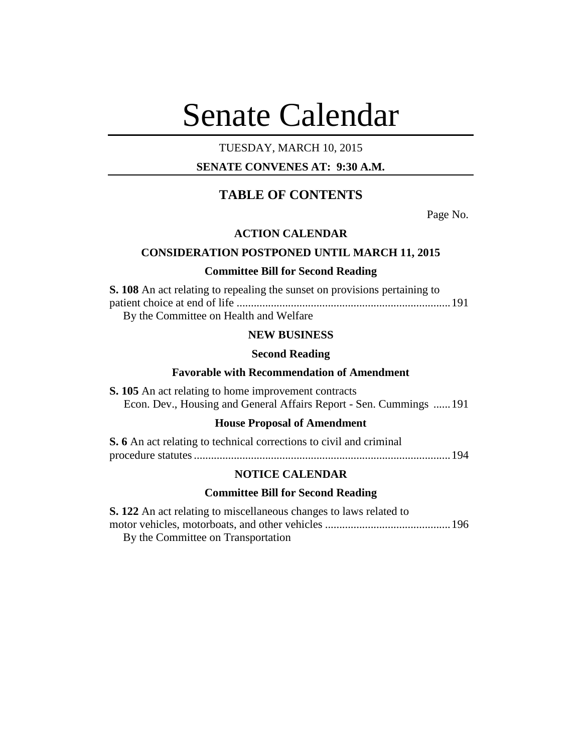# Senate Calendar

TUESDAY, MARCH 10, 2015

**SENATE CONVENES AT: 9:30 A.M.**

## TABLE OF CONTENTS

Page No.

### ACTION CALENDAR

### CONSIDERATION POSTPONED UNTIL MARCH 11, 2015

#### Committee Bill for Second Reading

**S. 108** An act relating to repealing the sunset on provisions pertaining to patient choice at end of life .......... 191
By the Committee on Health and Welfare

### NEW BUSINESS

#### Second Reading

#### Favorable with Recommendation of Amendment

**S. 105** An act relating to home improvement contracts
Econ. Dev., Housing and General Affairs Report - Sen. Cummings ...... 191

#### House Proposal of Amendment

**S. 6** An act relating to technical corrections to civil and criminal procedure statutes .......... 194

### NOTICE CALENDAR

#### Committee Bill for Second Reading

**S. 122** An act relating to miscellaneous changes to laws related to motor vehicles, motorboats, and other vehicles .......... 196
By the Committee on Transportation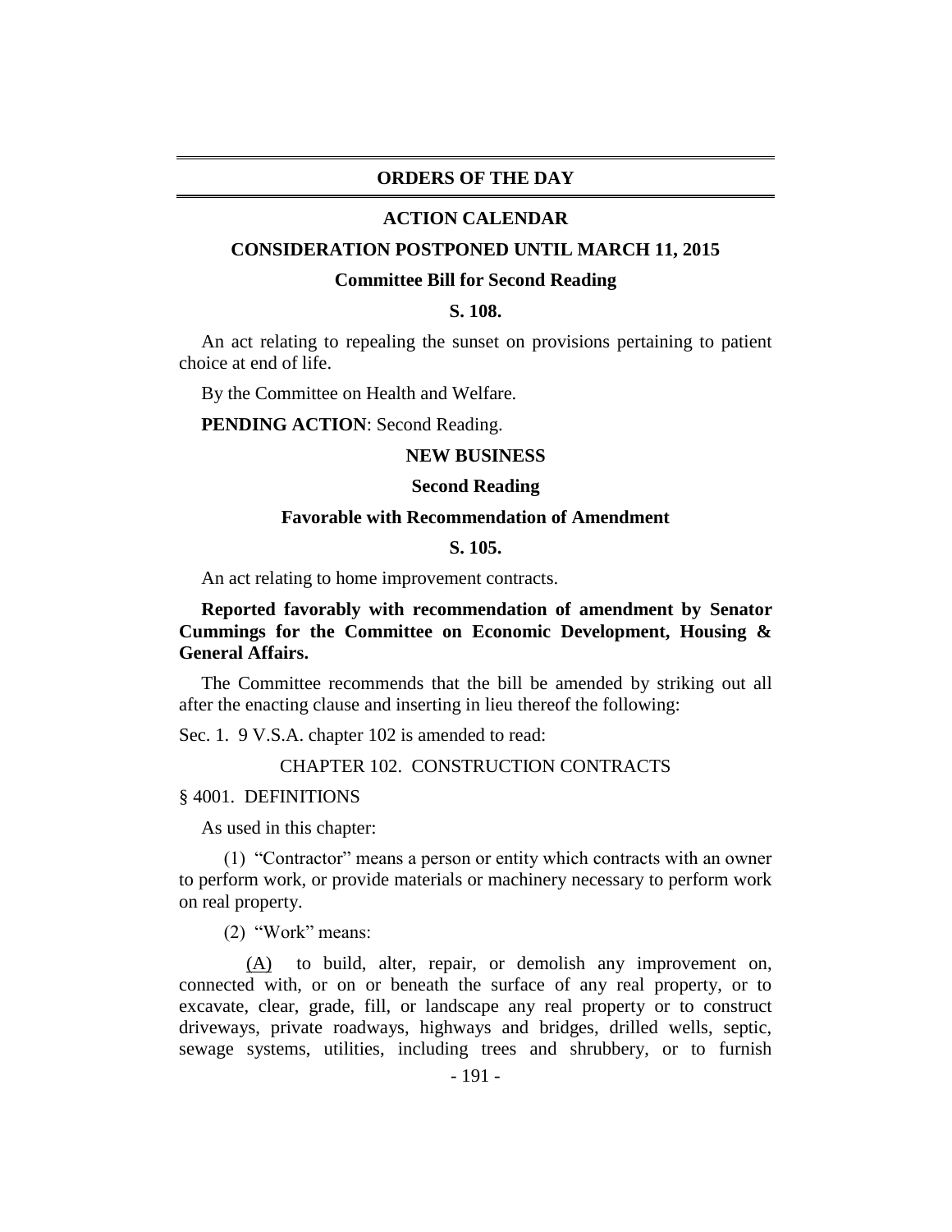## ORDERS OF THE DAY

### ACTION CALENDAR

### CONSIDERATION POSTPONED UNTIL MARCH 11, 2015

**Committee Bill for Second Reading**

**S. 108.**

An act relating to repealing the sunset on provisions pertaining to patient choice at end of life.

By the Committee on Health and Welfare.

**PENDING ACTION**: Second Reading.

### NEW BUSINESS

**Second Reading**

**Favorable with Recommendation of Amendment**

**S. 105.**

An act relating to home improvement contracts.

**Reported favorably with recommendation of amendment by Senator Cummings for the Committee on Economic Development, Housing & General Affairs.**

The Committee recommends that the bill be amended by striking out all after the enacting clause and inserting in lieu thereof the following:

Sec. 1. 9 V.S.A. chapter 102 is amended to read:

CHAPTER 102. CONSTRUCTION CONTRACTS

§ 4001. DEFINITIONS

As used in this chapter:

(1) "Contractor" means a person or entity which contracts with an owner to perform work, or provide materials or machinery necessary to perform work on real property.

(2) "Work" means:

(A) to build, alter, repair, or demolish any improvement on, connected with, or on or beneath the surface of any real property, or to excavate, clear, grade, fill, or landscape any real property or to construct driveways, private roadways, highways and bridges, drilled wells, septic, sewage systems, utilities, including trees and shrubbery, or to furnish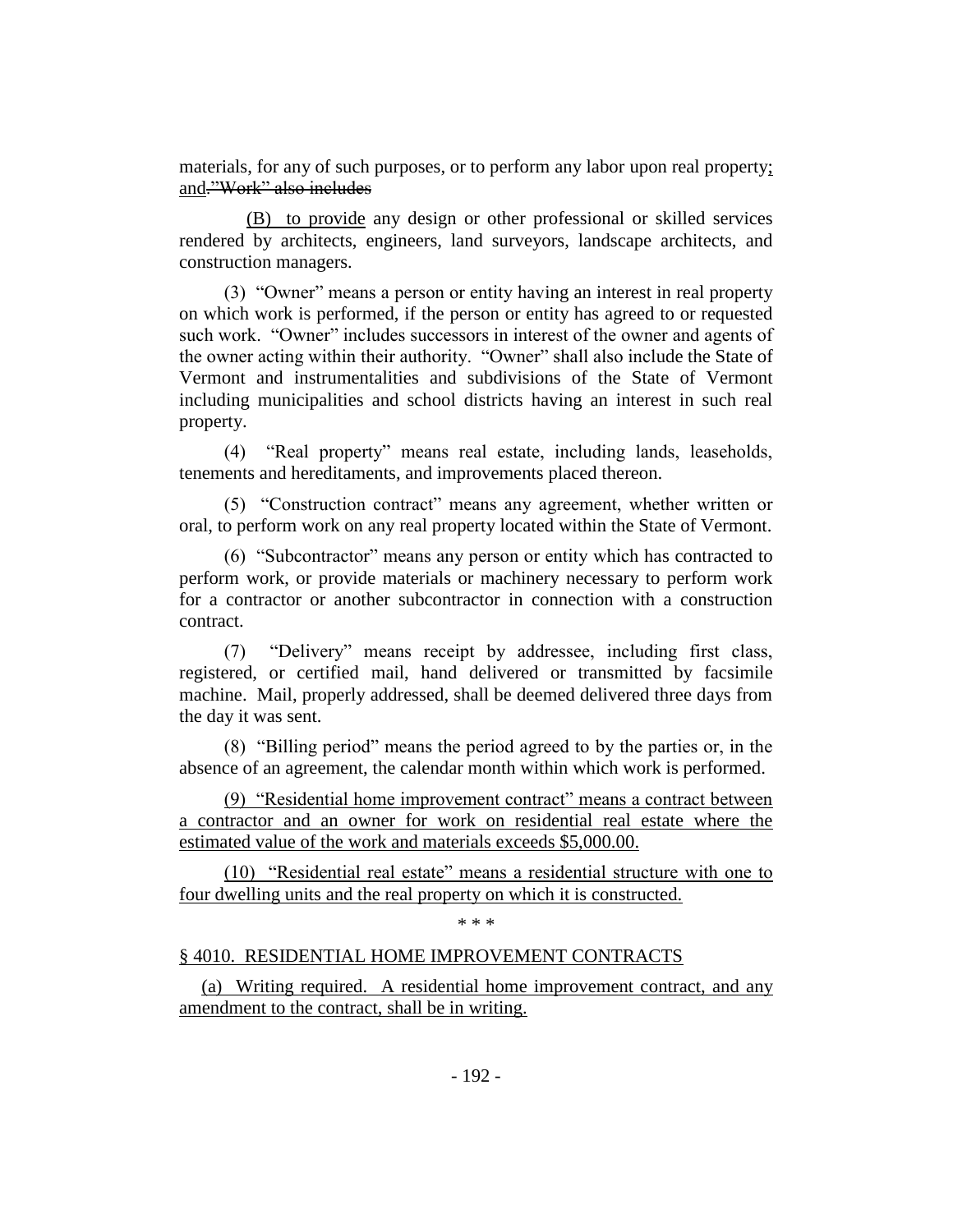materials, for any of such purposes, or to perform any labor upon real property; and."Work" also includes

(B) to provide any design or other professional or skilled services rendered by architects, engineers, land surveyors, landscape architects, and construction managers.

(3) "Owner" means a person or entity having an interest in real property on which work is performed, if the person or entity has agreed to or requested such work. "Owner" includes successors in interest of the owner and agents of the owner acting within their authority. "Owner" shall also include the State of Vermont and instrumentalities and subdivisions of the State of Vermont including municipalities and school districts having an interest in such real property.

(4) "Real property" means real estate, including lands, leaseholds, tenements and hereditaments, and improvements placed thereon.

(5) "Construction contract" means any agreement, whether written or oral, to perform work on any real property located within the State of Vermont.

(6) "Subcontractor" means any person or entity which has contracted to perform work, or provide materials or machinery necessary to perform work for a contractor or another subcontractor in connection with a construction contract.

(7) "Delivery" means receipt by addressee, including first class, registered, or certified mail, hand delivered or transmitted by facsimile machine. Mail, properly addressed, shall be deemed delivered three days from the day it was sent.

(8) "Billing period" means the period agreed to by the parties or, in the absence of an agreement, the calendar month within which work is performed.

(9) "Residential home improvement contract" means a contract between a contractor and an owner for work on residential real estate where the estimated value of the work and materials exceeds $5,000.00.

(10) "Residential real estate" means a residential structure with one to four dwelling units and the real property on which it is constructed.

* * *

§ 4010. RESIDENTIAL HOME IMPROVEMENT CONTRACTS

(a) Writing required. A residential home improvement contract, and any amendment to the contract, shall be in writing.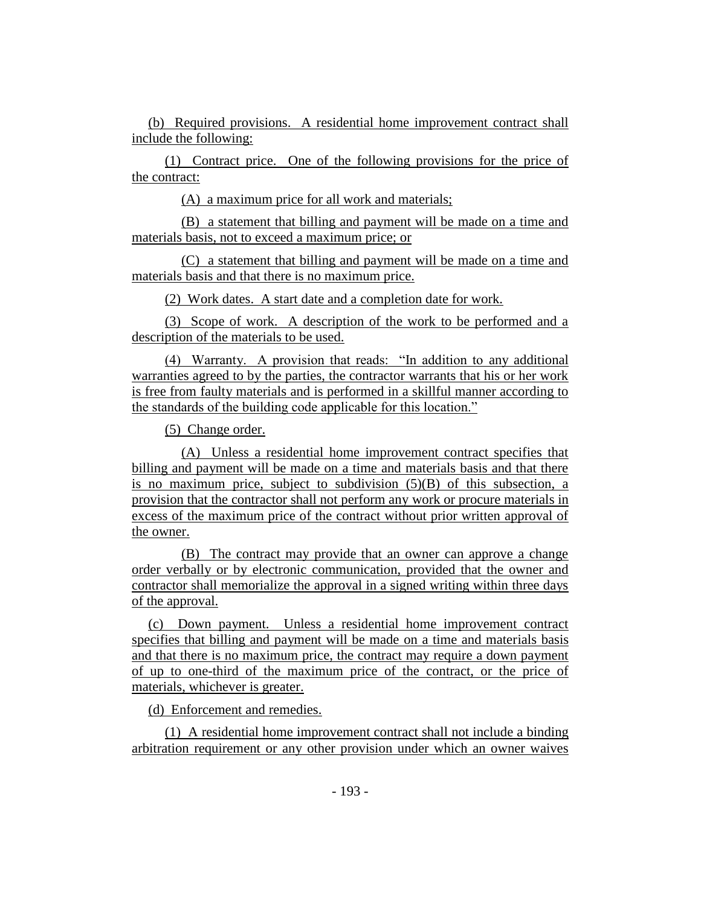(b) Required provisions. A residential home improvement contract shall include the following:

(1) Contract price. One of the following provisions for the price of the contract:

(A) a maximum price for all work and materials;

(B) a statement that billing and payment will be made on a time and materials basis, not to exceed a maximum price; or

(C) a statement that billing and payment will be made on a time and materials basis and that there is no maximum price.

(2) Work dates. A start date and a completion date for work.

(3) Scope of work. A description of the work to be performed and a description of the materials to be used.

(4) Warranty. A provision that reads: "In addition to any additional warranties agreed to by the parties, the contractor warrants that his or her work is free from faulty materials and is performed in a skillful manner according to the standards of the building code applicable for this location."

(5) Change order.

(A) Unless a residential home improvement contract specifies that billing and payment will be made on a time and materials basis and that there is no maximum price, subject to subdivision (5)(B) of this subsection, a provision that the contractor shall not perform any work or procure materials in excess of the maximum price of the contract without prior written approval of the owner.

(B) The contract may provide that an owner can approve a change order verbally or by electronic communication, provided that the owner and contractor shall memorialize the approval in a signed writing within three days of the approval.

(c) Down payment. Unless a residential home improvement contract specifies that billing and payment will be made on a time and materials basis and that there is no maximum price, the contract may require a down payment of up to one-third of the maximum price of the contract, or the price of materials, whichever is greater.

(d) Enforcement and remedies.

(1) A residential home improvement contract shall not include a binding arbitration requirement or any other provision under which an owner waives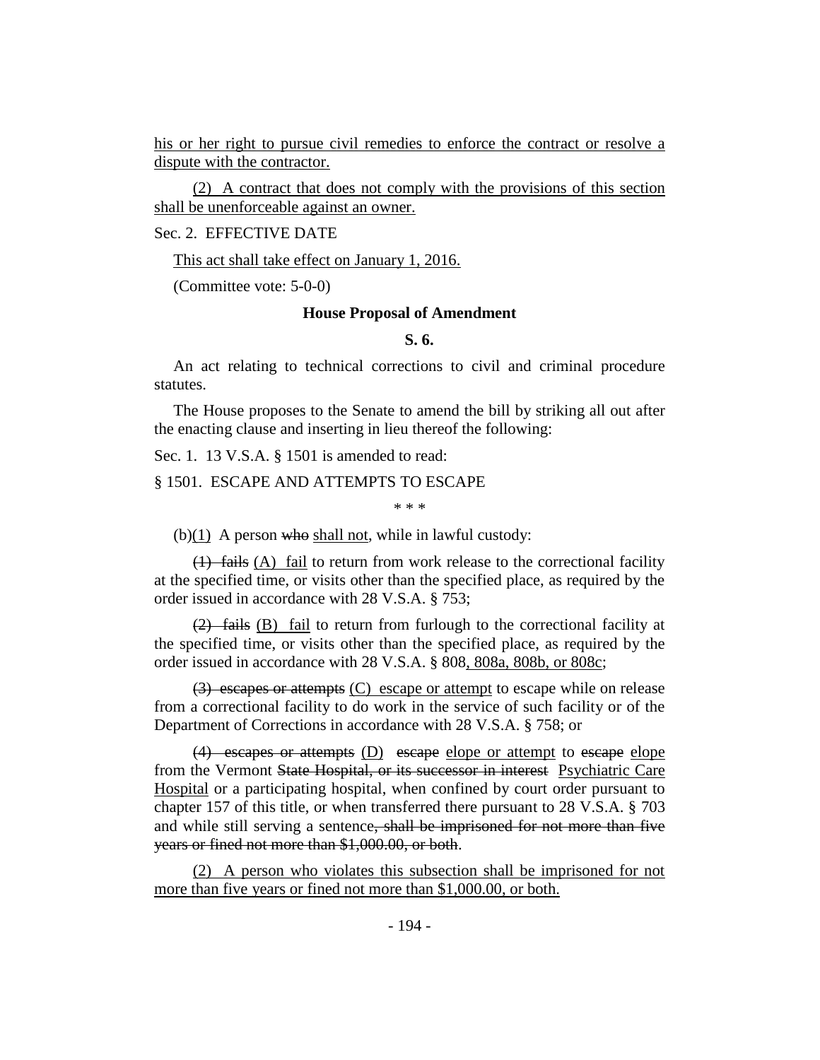his or her right to pursue civil remedies to enforce the contract or resolve a dispute with the contractor.

(2) A contract that does not comply with the provisions of this section shall be unenforceable against an owner.

Sec. 2. EFFECTIVE DATE

This act shall take effect on January 1, 2016.

(Committee vote: 5-0-0)

**House Proposal of Amendment**

**S. 6.**

An act relating to technical corrections to civil and criminal procedure statutes.

The House proposes to the Senate to amend the bill by striking all out after the enacting clause and inserting in lieu thereof the following:

Sec. 1. 13 V.S.A. § 1501 is amended to read:

§ 1501. ESCAPE AND ATTEMPTS TO ESCAPE

\* \* \*

(b)(1) A person ~~who~~ shall not, while in lawful custody:

~~(1) fails~~ (A) fail to return from work release to the correctional facility at the specified time, or visits other than the specified place, as required by the order issued in accordance with 28 V.S.A. § 753;

~~(2) fails~~ (B) fail to return from furlough to the correctional facility at the specified time, or visits other than the specified place, as required by the order issued in accordance with 28 V.S.A. § 808, 808a, 808b, or 808c;

~~(3) escapes or attempts~~ (C) escape or attempt to escape while on release from a correctional facility to do work in the service of such facility or of the Department of Corrections in accordance with 28 V.S.A. § 758; or

~~(4) escapes or attempts~~ (D) ~~escape~~ elope or attempt to ~~escape~~ elope from the Vermont ~~State Hospital, or its successor in interest~~ Psychiatric Care Hospital or a participating hospital, when confined by court order pursuant to chapter 157 of this title, or when transferred there pursuant to 28 V.S.A. § 703 and while still serving a sentence~~, shall be imprisoned for not more than five years or fined not more than $1,000.00, or both~~.

(2) A person who violates this subsection shall be imprisoned for not more than five years or fined not more than $1,000.00, or both.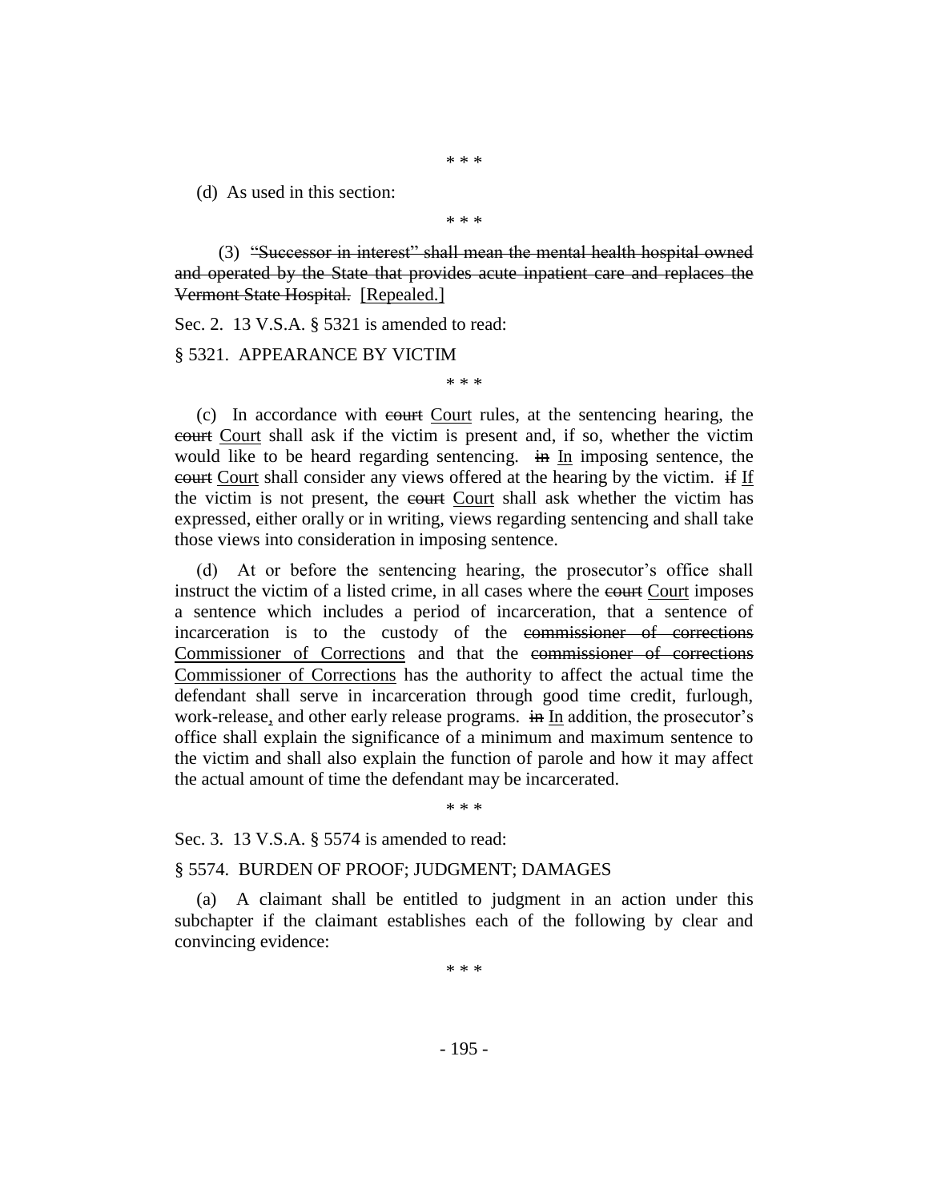\* \* \*

(d) As used in this section:

\* \* \*

(3) ~~"Successor in interest" shall mean the mental health hospital owned and operated by the State that provides acute inpatient care and replaces the Vermont State Hospital.~~ [Repealed.]

Sec. 2. 13 V.S.A. § 5321 is amended to read:

§ 5321. APPEARANCE BY VICTIM

\* \* \*

(c) In accordance with ~~court~~ Court rules, at the sentencing hearing, the ~~court~~ Court shall ask if the victim is present and, if so, whether the victim would like to be heard regarding sentencing. ~~in~~ In imposing sentence, the ~~court~~ Court shall consider any views offered at the hearing by the victim. ~~if~~ If the victim is not present, the ~~court~~ Court shall ask whether the victim has expressed, either orally or in writing, views regarding sentencing and shall take those views into consideration in imposing sentence.

(d) At or before the sentencing hearing, the prosecutor's office shall instruct the victim of a listed crime, in all cases where the ~~court~~ Court imposes a sentence which includes a period of incarceration, that a sentence of incarceration is to the custody of the ~~commissioner of corrections~~ Commissioner of Corrections and that the ~~commissioner of corrections~~ Commissioner of Corrections has the authority to affect the actual time the defendant shall serve in incarceration through good time credit, furlough, work-release, and other early release programs. ~~in~~ In addition, the prosecutor's office shall explain the significance of a minimum and maximum sentence to the victim and shall also explain the function of parole and how it may affect the actual amount of time the defendant may be incarcerated.

\* \* \*

Sec. 3. 13 V.S.A. § 5574 is amended to read:

§ 5574. BURDEN OF PROOF; JUDGMENT; DAMAGES

(a) A claimant shall be entitled to judgment in an action under this subchapter if the claimant establishes each of the following by clear and convincing evidence:

\* \* \*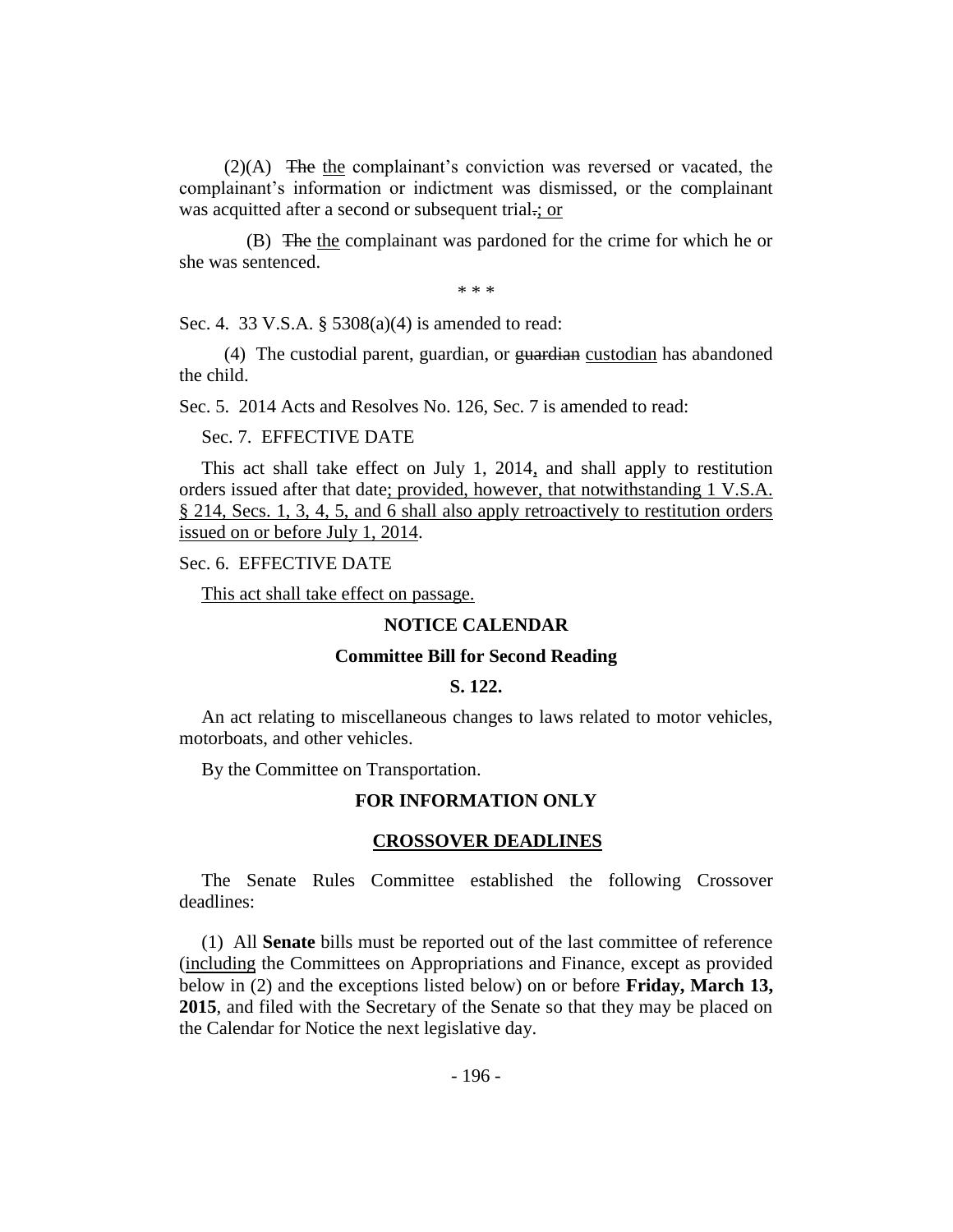(2)(A) ~~The~~ <u>the</u> complainant's conviction was reversed or vacated, the complainant's information or indictment was dismissed, or the complainant was acquitted after a second or subsequent trial~~.~~<u>; or</u>

(B) ~~The~~ <u>the</u> complainant was pardoned for the crime for which he or she was sentenced.

\* \* \*

Sec. 4. 33 V.S.A. § 5308(a)(4) is amended to read:

(4) The custodial parent, guardian, or ~~guardian~~ <u>custodian</u> has abandoned the child.

Sec. 5. 2014 Acts and Resolves No. 126, Sec. 7 is amended to read:

Sec. 7. EFFECTIVE DATE

This act shall take effect on July 1, 2014<u>,</u> and shall apply to restitution orders issued after that date<u>; provided, however, that notwithstanding 1 V.S.A. § 214, Secs. 1, 3, 4, 5, and 6 shall also apply retroactively to restitution orders issued on or before July 1, 2014</u>.

Sec. 6. EFFECTIVE DATE

<u>This act shall take effect on passage.</u>

## NOTICE CALENDAR

### Committee Bill for Second Reading

### S. 122.

An act relating to miscellaneous changes to laws related to motor vehicles, motorboats, and other vehicles.

By the Committee on Transportation.

## FOR INFORMATION ONLY

### <u>CROSSOVER DEADLINES</u>

The Senate Rules Committee established the following Crossover deadlines:

(1) All **Senate** bills must be reported out of the last committee of reference (<u>including</u> the Committees on Appropriations and Finance, except as provided below in (2) and the exceptions listed below) on or before **Friday, March 13, 2015**, and filed with the Secretary of the Senate so that they may be placed on the Calendar for Notice the next legislative day.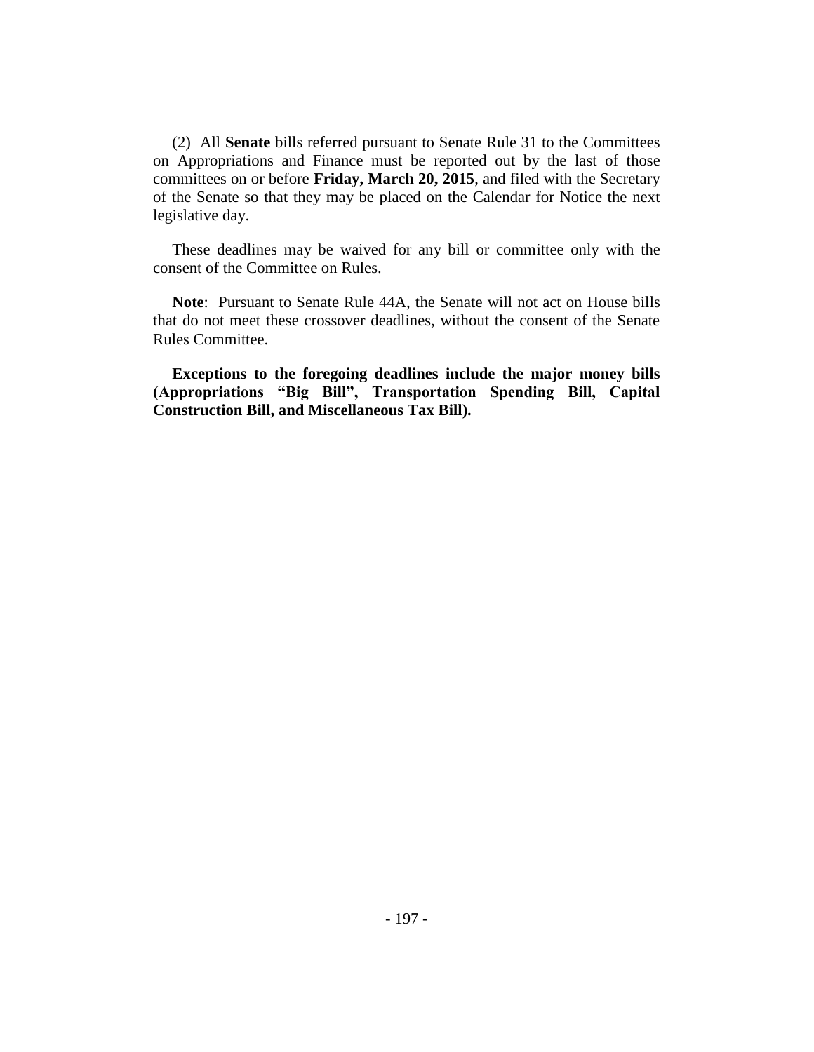(2) All **Senate** bills referred pursuant to Senate Rule 31 to the Committees on Appropriations and Finance must be reported out by the last of those committees on or before **Friday, March 20, 2015**, and filed with the Secretary of the Senate so that they may be placed on the Calendar for Notice the next legislative day.

These deadlines may be waived for any bill or committee only with the consent of the Committee on Rules.

**Note**: Pursuant to Senate Rule 44A, the Senate will not act on House bills that do not meet these crossover deadlines, without the consent of the Senate Rules Committee.

**Exceptions to the foregoing deadlines include the major money bills (Appropriations "Big Bill", Transportation Spending Bill, Capital Construction Bill, and Miscellaneous Tax Bill).**